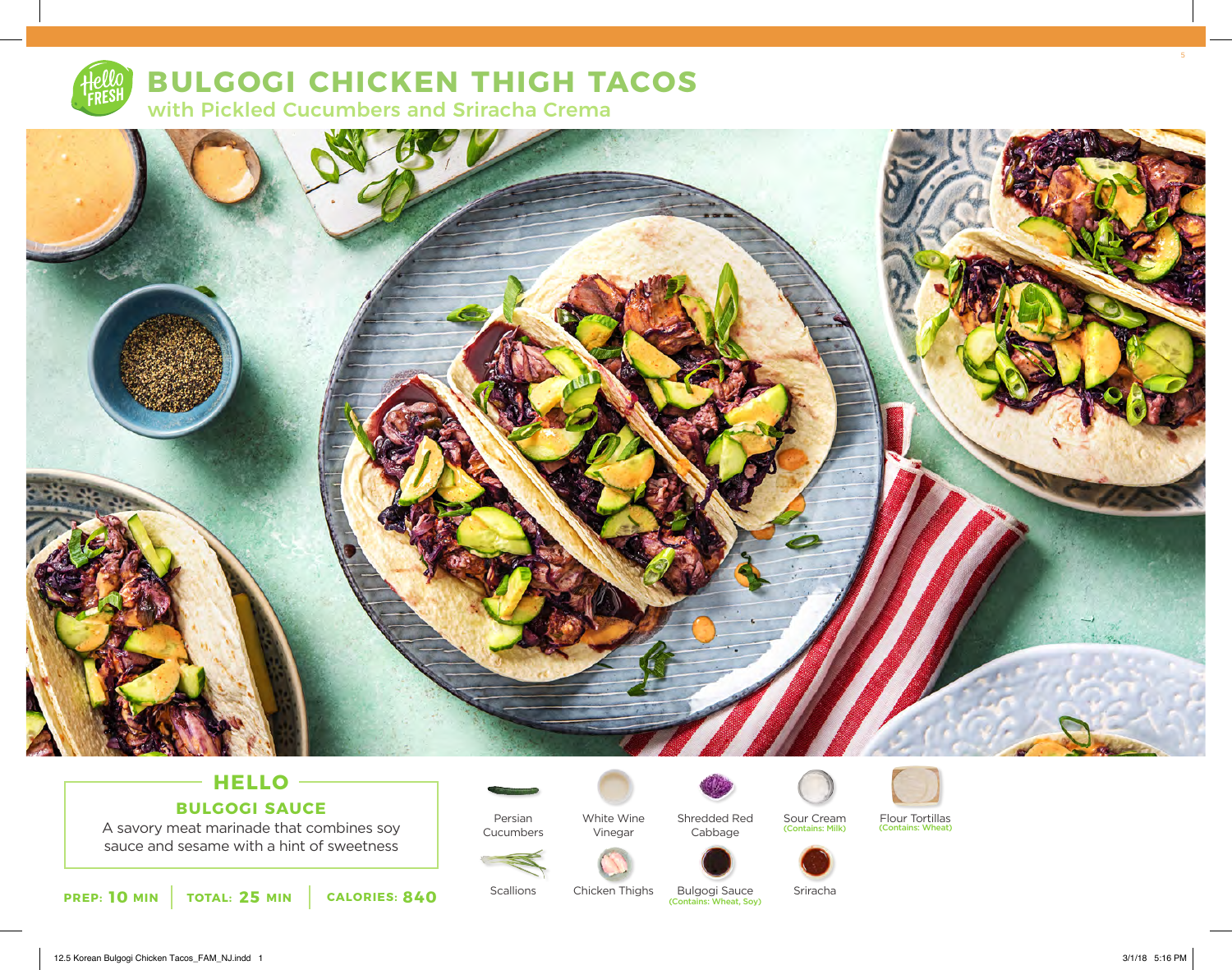# BULGOGI CHICKEN THIGH TACOS

## with Pickled Cucumbers and Sriracha Crema

### HELLO

**BULGOGI SAUCE**

A savory meat marinade that combines soy sauce and sesame with a hint of sweetness

**PREP: 10 MIN** | **TOTAL: 25 MIN** | **CALORIES: 840**

- Persian Cucumbers
- White Wine Vinegar
- Shredded Red Cabbage
- Sour Cream (Contains: Milk)
- Flour Tortillas (Contains: Wheat)
- Scallions
- Chicken Thighs
- Bulgogi Sauce (Contains: Wheat, Soy)
- Sriracha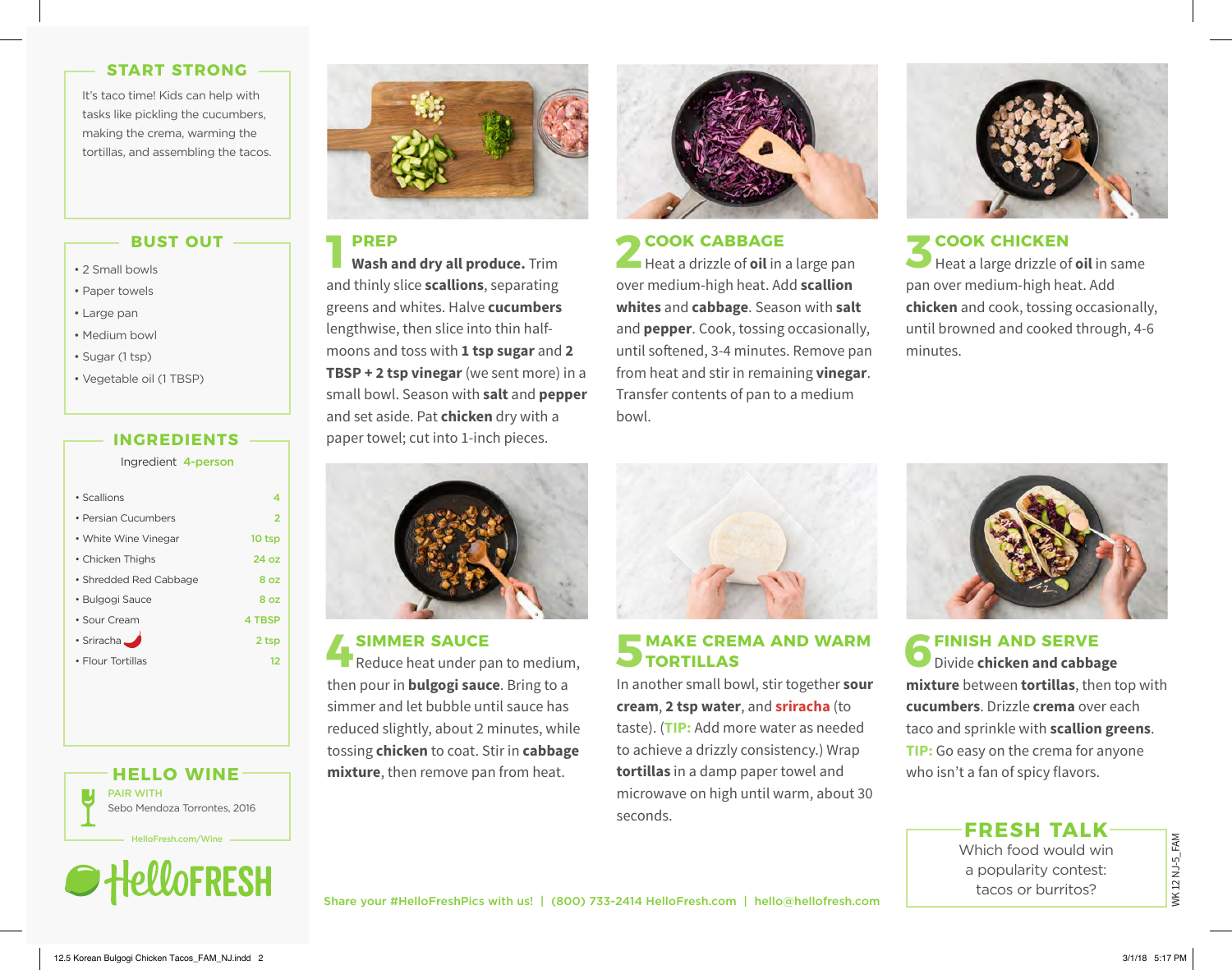## START STRONG

It's taco time! Kids can help with tasks like pickling the cucumbers, making the crema, warming the tortillas, and assembling the tacos.

## BUST OUT

- 2 Small bowls
- Paper towels
- Large pan
- Medium bowl
- Sugar (1 tsp)
- Vegetable oil (1 TBSP)

## INGREDIENTS

| Ingredient | 4-person |
|---|---|
| • Scallions | 4 |
| • Persian Cucumbers | 2 |
| • White Wine Vinegar | 10 tsp |
| • Chicken Thighs | 24 oz |
| • Shredded Red Cabbage | 8 oz |
| • Bulgogi Sauce | 8 oz |
| • Sour Cream | 4 TBSP |
| • Sriracha | 2 tsp |
| • Flour Tortillas | 12 |

## HELLO WINE

PAIR WITH
Sebo Mendoza Torrontes, 2016

HelloFresh.com/Wine

HelloFRESH

## 1 PREP

**Wash and dry all produce.** Trim and thinly slice **scallions**, separating greens and whites. Halve **cucumbers** lengthwise, then slice into thin half-moons and toss with **1 tsp sugar** and **2 TBSP + 2 tsp vinegar** (we sent more) in a small bowl. Season with **salt** and **pepper** and set aside. Pat **chicken** dry with a paper towel; cut into 1-inch pieces.

## 2 COOK CABBAGE

Heat a drizzle of **oil** in a large pan over medium-high heat. Add **scallion whites** and **cabbage**. Season with **salt** and **pepper**. Cook, tossing occasionally, until softened, 3-4 minutes. Remove pan from heat and stir in remaining **vinegar**. Transfer contents of pan to a medium bowl.

## 3 COOK CHICKEN

Heat a large drizzle of **oil** in same pan over medium-high heat. Add **chicken** and cook, tossing occasionally, until browned and cooked through, 4-6 minutes.

## 4 SIMMER SAUCE

Reduce heat under pan to medium, then pour in **bulgogi sauce**. Bring to a simmer and let bubble until sauce has reduced slightly, about 2 minutes, while tossing **chicken** to coat. Stir in **cabbage mixture**, then remove pan from heat.

## 5 MAKE CREMA AND WARM TORTILLAS

In another small bowl, stir together **sour cream**, **2 tsp water**, and **sriracha** (to taste). (**TIP:** Add more water as needed to achieve a drizzly consistency.) Wrap **tortillas** in a damp paper towel and microwave on high until warm, about 30 seconds.

## 6 FINISH AND SERVE

Divide **chicken and cabbage mixture** between **tortillas**, then top with **cucumbers**. Drizzle **crema** over each taco and sprinkle with **scallion greens**. **TIP:** Go easy on the crema for anyone who isn't a fan of spicy flavors.

## FRESH TALK

Which food would win a popularity contest: tacos or burritos?

Share your #HelloFreshPics with us! | (800) 733-2414 HelloFresh.com | hello@hellofresh.com

WK 12 NJ-5_FAM